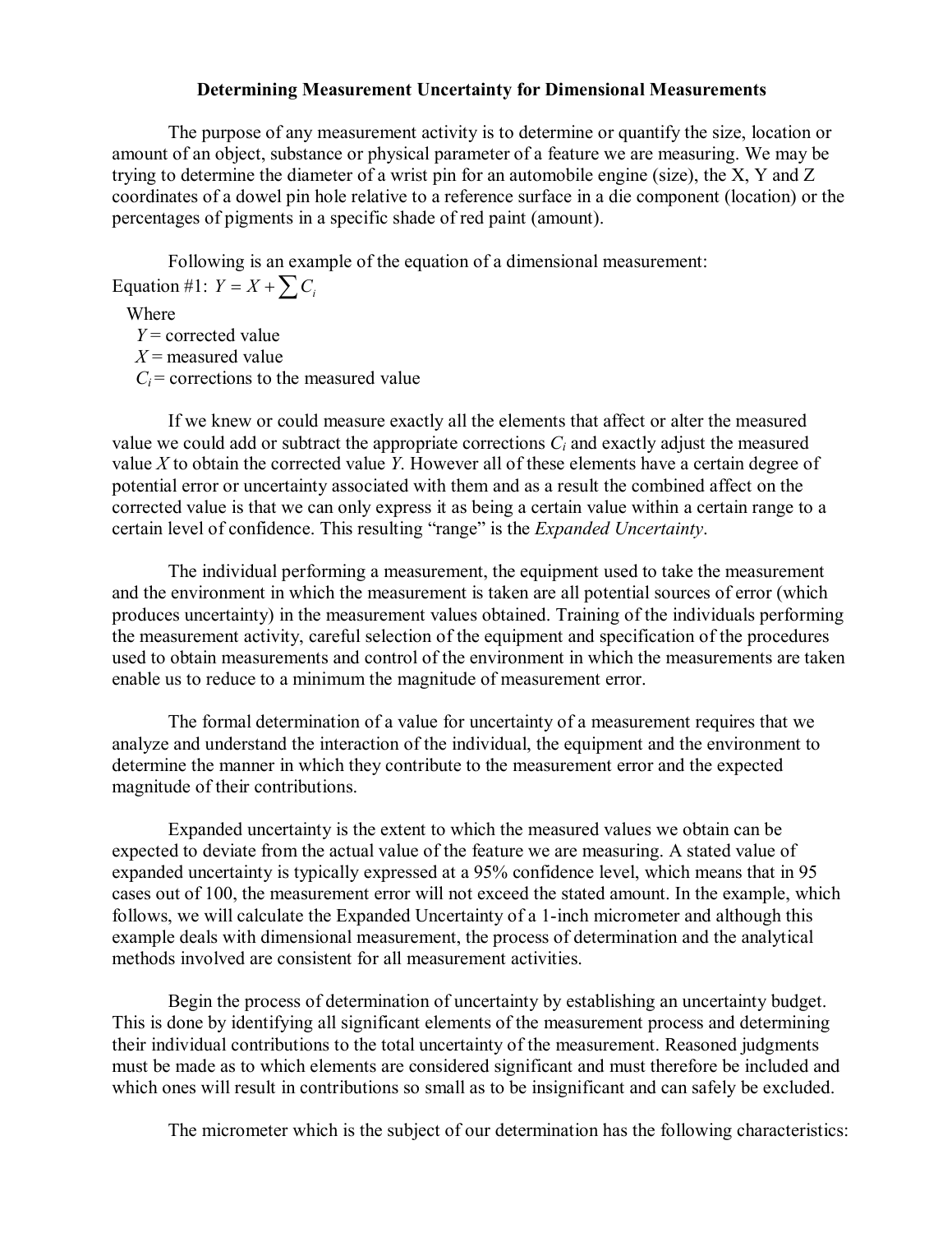# Determining Measurement Uncertainty for Dimensional Measurements

The purpose of any measurement activity is to determine or quantify the size, location or amount of an object, substance or physical parameter of a feature we are measuring. We may be trying to determine the diameter of a wrist pin for an automobile engine (size), the X, Y and Z coordinates of a dowel pin hole relative to a reference surface in a die component (location) or the percentages of pigments in a specific shade of red paint (amount).

Following is an example of the equation of a dimensional measurement:

Equation #1: $Y = X + \sum C_i$

Where
- $Y$ = corrected value
- $X$ = measured value
- $C_i$ = corrections to the measured value

If we knew or could measure exactly all the elements that affect or alter the measured value we could add or subtract the appropriate corrections $C_i$ and exactly adjust the measured value $X$ to obtain the corrected value $Y$. However all of these elements have a certain degree of potential error or uncertainty associated with them and as a result the combined affect on the corrected value is that we can only express it as being a certain value within a certain range to a certain level of confidence. This resulting "range" is the *Expanded Uncertainty*.

The individual performing a measurement, the equipment used to take the measurement and the environment in which the measurement is taken are all potential sources of error (which produces uncertainty) in the measurement values obtained. Training of the individuals performing the measurement activity, careful selection of the equipment and specification of the procedures used to obtain measurements and control of the environment in which the measurements are taken enable us to reduce to a minimum the magnitude of measurement error.

The formal determination of a value for uncertainty of a measurement requires that we analyze and understand the interaction of the individual, the equipment and the environment to determine the manner in which they contribute to the measurement error and the expected magnitude of their contributions.

Expanded uncertainty is the extent to which the measured values we obtain can be expected to deviate from the actual value of the feature we are measuring. A stated value of expanded uncertainty is typically expressed at a 95% confidence level, which means that in 95 cases out of 100, the measurement error will not exceed the stated amount. In the example, which follows, we will calculate the Expanded Uncertainty of a 1-inch micrometer and although this example deals with dimensional measurement, the process of determination and the analytical methods involved are consistent for all measurement activities.

Begin the process of determination of uncertainty by establishing an uncertainty budget. This is done by identifying all significant elements of the measurement process and determining their individual contributions to the total uncertainty of the measurement. Reasoned judgments must be made as to which elements are considered significant and must therefore be included and which ones will result in contributions so small as to be insignificant and can safely be excluded.

The micrometer which is the subject of our determination has the following characteristics: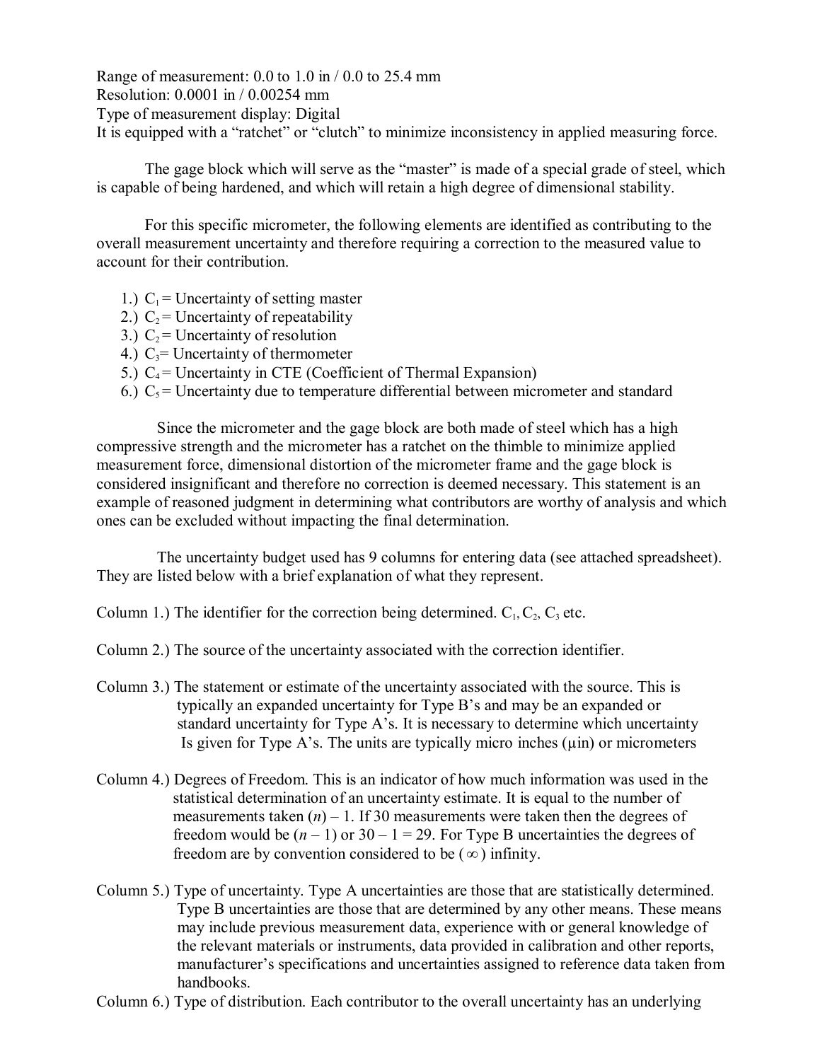Range of measurement: 0.0 to 1.0 in / 0.0 to 25.4 mm
Resolution: 0.0001 in / 0.00254 mm
Type of measurement display: Digital
It is equipped with a "ratchet" or "clutch" to minimize inconsistency in applied measuring force.

The gage block which will serve as the "master" is made of a special grade of steel, which is capable of being hardened, and which will retain a high degree of dimensional stability.

For this specific micrometer, the following elements are identified as contributing to the overall measurement uncertainty and therefore requiring a correction to the measured value to account for their contribution.

1.) $C_1$ = Uncertainty of setting master
2.) $C_2$ = Uncertainty of repeatability
3.) $C_2$ = Uncertainty of resolution
4.) $C_3$= Uncertainty of thermometer
5.) $C_4$ = Uncertainty in CTE (Coefficient of Thermal Expansion)
6.) $C_5$ = Uncertainty due to temperature differential between micrometer and standard

Since the micrometer and the gage block are both made of steel which has a high compressive strength and the micrometer has a ratchet on the thimble to minimize applied measurement force, dimensional distortion of the micrometer frame and the gage block is considered insignificant and therefore no correction is deemed necessary. This statement is an example of reasoned judgment in determining what contributors are worthy of analysis and which ones can be excluded without impacting the final determination.

The uncertainty budget used has 9 columns for entering data (see attached spreadsheet). They are listed below with a brief explanation of what they represent.

Column 1.) The identifier for the correction being determined. $C_1$, $C_2$, $C_3$ etc.

Column 2.) The source of the uncertainty associated with the correction identifier.

Column 3.) The statement or estimate of the uncertainty associated with the source. This is typically an expanded uncertainty for Type B's and may be an expanded or standard uncertainty for Type A's. It is necessary to determine which uncertainty Is given for Type A's. The units are typically micro inches (μin) or micrometers

Column 4.) Degrees of Freedom. This is an indicator of how much information was used in the statistical determination of an uncertainty estimate. It is equal to the number of measurements taken ($n$) – 1. If 30 measurements were taken then the degrees of freedom would be ($n$ – 1) or 30 – 1 = 29. For Type B uncertainties the degrees of freedom are by convention considered to be ($\infty$) infinity.

Column 5.) Type of uncertainty. Type A uncertainties are those that are statistically determined. Type B uncertainties are those that are determined by any other means. These means may include previous measurement data, experience with or general knowledge of the relevant materials or instruments, data provided in calibration and other reports, manufacturer's specifications and uncertainties assigned to reference data taken from handbooks.

Column 6.) Type of distribution. Each contributor to the overall uncertainty has an underlying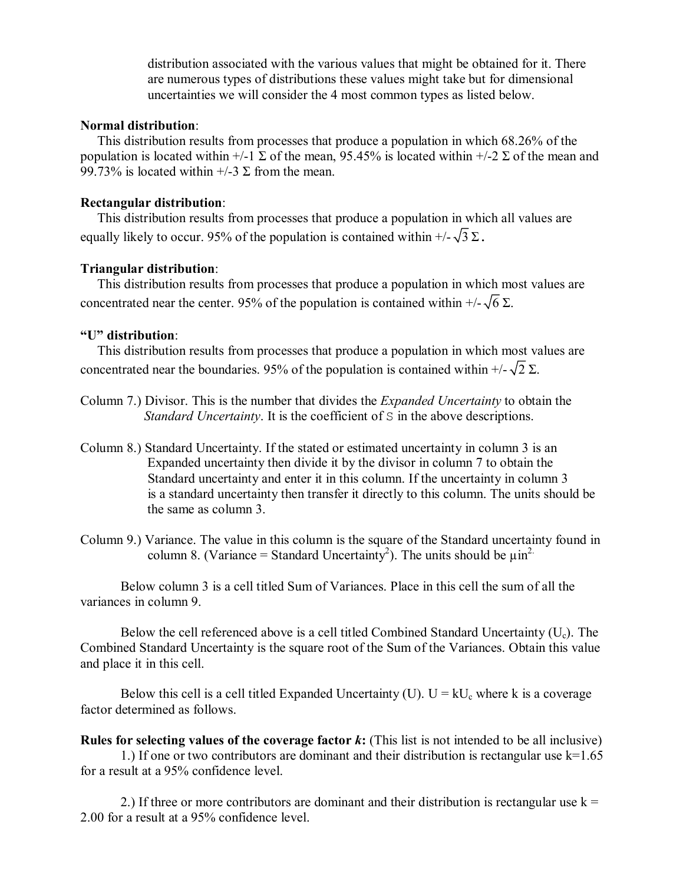distribution associated with the various values that might be obtained for it. There are numerous types of distributions these values might take but for dimensional uncertainties we will consider the 4 most common types as listed below.

**Normal distribution**:
This distribution results from processes that produce a population in which 68.26% of the population is located within +/-1 $\Sigma$ of the mean, 95.45% is located within +/-2 $\Sigma$ of the mean and 99.73% is located within +/-3 $\Sigma$ from the mean.

**Rectangular distribution**:
This distribution results from processes that produce a population in which all values are equally likely to occur. 95% of the population is contained within +/- $\sqrt{3}\,\Sigma$.

**Triangular distribution**:
This distribution results from processes that produce a population in which most values are concentrated near the center. 95% of the population is contained within +/- $\sqrt{6}\,\Sigma$.

**"U" distribution**:
This distribution results from processes that produce a population in which most values are concentrated near the boundaries. 95% of the population is contained within +/- $\sqrt{2}\,\Sigma$.

Column 7.) Divisor. This is the number that divides the *Expanded Uncertainty* to obtain the *Standard Uncertainty*. It is the coefficient of S in the above descriptions.

Column 8.) Standard Uncertainty. If the stated or estimated uncertainty in column 3 is an Expanded uncertainty then divide it by the divisor in column 7 to obtain the Standard uncertainty and enter it in this column. If the uncertainty in column 3 is a standard uncertainty then transfer it directly to this column. The units should be the same as column 3.

Column 9.) Variance. The value in this column is the square of the Standard uncertainty found in column 8. (Variance = Standard Uncertainty$^2$). The units should be $\mu in^2$.

Below column 3 is a cell titled Sum of Variances. Place in this cell the sum of all the variances in column 9.

Below the cell referenced above is a cell titled Combined Standard Uncertainty ($U_c$). The Combined Standard Uncertainty is the square root of the Sum of the Variances. Obtain this value and place it in this cell.

Below this cell is a cell titled Expanded Uncertainty (U). $U = kU_c$ where k is a coverage factor determined as follows.

**Rules for selecting values of the coverage factor *k*:** (This list is not intended to be all inclusive)

1.) If one or two contributors are dominant and their distribution is rectangular use k=1.65 for a result at a 95% confidence level.

2.) If three or more contributors are dominant and their distribution is rectangular use k = 2.00 for a result at a 95% confidence level.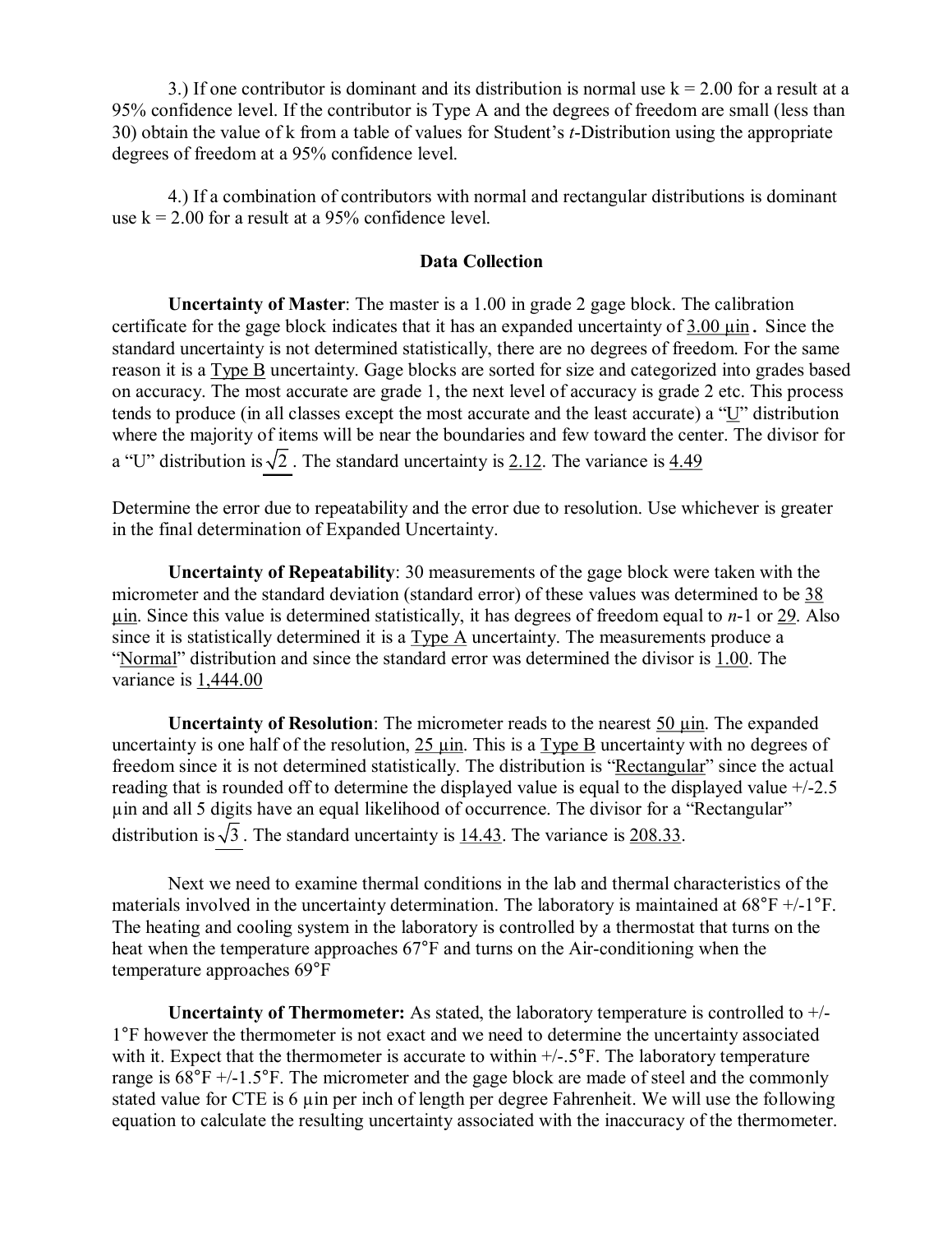3.) If one contributor is dominant and its distribution is normal use k = 2.00 for a result at a 95% confidence level. If the contributor is Type A and the degrees of freedom are small (less than 30) obtain the value of k from a table of values for Student's *t*-Distribution using the appropriate degrees of freedom at a 95% confidence level.

4.) If a combination of contributors with normal and rectangular distributions is dominant use k = 2.00 for a result at a 95% confidence level.

### Data Collection

**Uncertainty of Master**: The master is a 1.00 in grade 2 gage block. The calibration certificate for the gage block indicates that it has an expanded uncertainty of 3.00 µin. Since the standard uncertainty is not determined statistically, there are no degrees of freedom. For the same reason it is a Type B uncertainty. Gage blocks are sorted for size and categorized into grades based on accuracy. The most accurate are grade 1, the next level of accuracy is grade 2 etc. This process tends to produce (in all classes except the most accurate and the least accurate) a "U" distribution where the majority of items will be near the boundaries and few toward the center. The divisor for a "U" distribution is $\sqrt{2}$ . The standard uncertainty is 2.12. The variance is 4.49

Determine the error due to repeatability and the error due to resolution. Use whichever is greater in the final determination of Expanded Uncertainty.

**Uncertainty of Repeatability**: 30 measurements of the gage block were taken with the micrometer and the standard deviation (standard error) of these values was determined to be 38 µin. Since this value is determined statistically, it has degrees of freedom equal to $n$-1 or 29. Also since it is statistically determined it is a Type A uncertainty. The measurements produce a "Normal" distribution and since the standard error was determined the divisor is 1.00. The variance is 1,444.00

**Uncertainty of Resolution**: The micrometer reads to the nearest 50 µin. The expanded uncertainty is one half of the resolution, 25 µin. This is a Type B uncertainty with no degrees of freedom since it is not determined statistically. The distribution is "Rectangular" since the actual reading that is rounded off to determine the displayed value is equal to the displayed value +/-2.5 µin and all 5 digits have an equal likelihood of occurrence. The divisor for a "Rectangular" distribution is $\sqrt{3}$ . The standard uncertainty is 14.43. The variance is 208.33.

Next we need to examine thermal conditions in the lab and thermal characteristics of the materials involved in the uncertainty determination. The laboratory is maintained at 68°F +/-1°F. The heating and cooling system in the laboratory is controlled by a thermostat that turns on the heat when the temperature approaches 67°F and turns on the Air-conditioning when the temperature approaches 69°F

**Uncertainty of Thermometer:** As stated, the laboratory temperature is controlled to +/-1°F however the thermometer is not exact and we need to determine the uncertainty associated with it. Expect that the thermometer is accurate to within +/-.5°F. The laboratory temperature range is 68°F +/-1.5°F. The micrometer and the gage block are made of steel and the commonly stated value for CTE is 6 µin per inch of length per degree Fahrenheit. We will use the following equation to calculate the resulting uncertainty associated with the inaccuracy of the thermometer.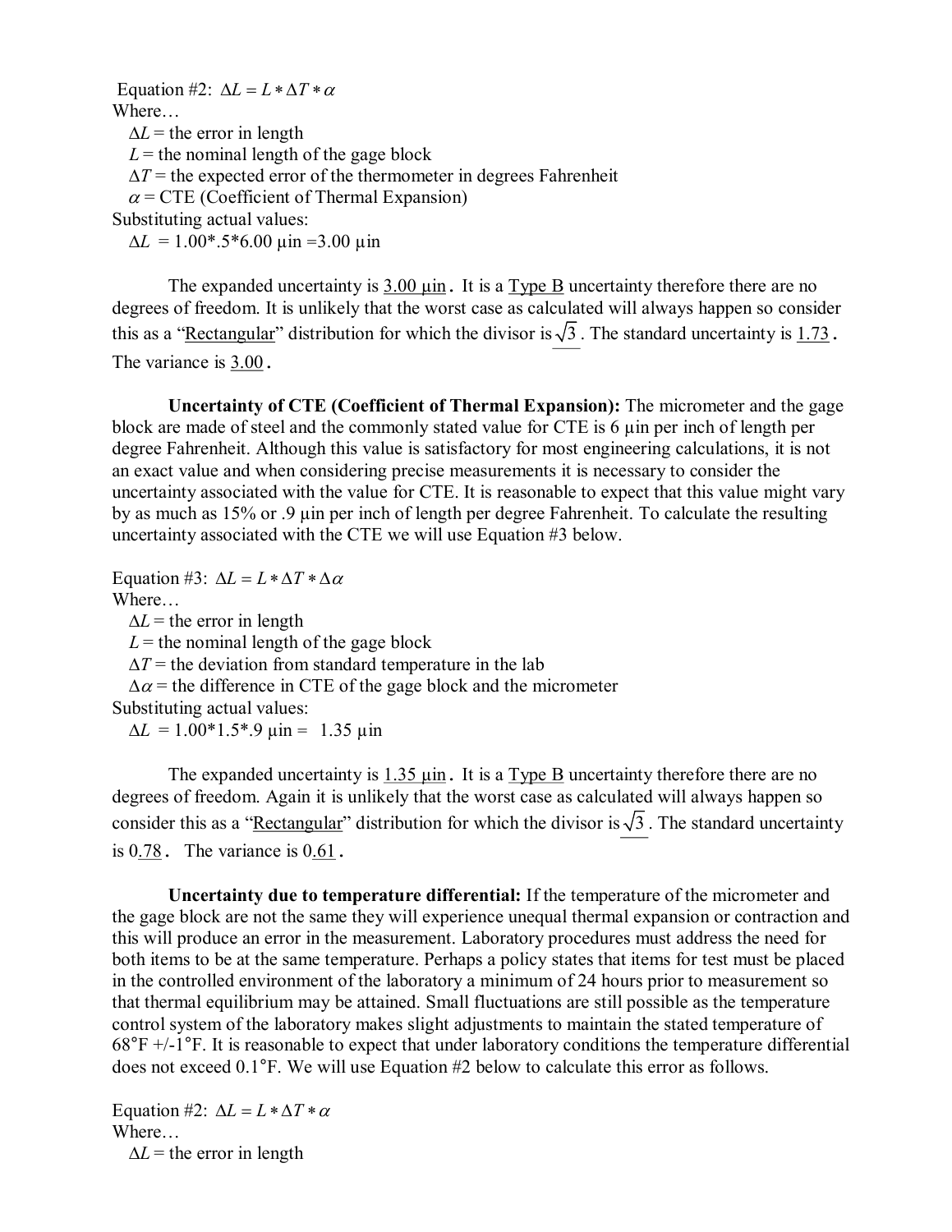Equation #2: $\Delta L = L * \Delta T * \alpha$

Where…

$\Delta L$ = the error in length

$L$ = the nominal length of the gage block

$\Delta T$ = the expected error of the thermometer in degrees Fahrenheit

$\alpha$ = CTE (Coefficient of Thermal Expansion)

Substituting actual values:

$\Delta L$ = 1.00*.5*6.00 µin =3.00 µin

The expanded uncertainty is 3.00 µin. It is a Type B uncertainty therefore there are no degrees of freedom. It is unlikely that the worst case as calculated will always happen so consider this as a "Rectangular" distribution for which the divisor is $\sqrt{3}$. The standard uncertainty is 1.73. The variance is 3.00.

**Uncertainty of CTE (Coefficient of Thermal Expansion):** The micrometer and the gage block are made of steel and the commonly stated value for CTE is 6 µin per inch of length per degree Fahrenheit. Although this value is satisfactory for most engineering calculations, it is not an exact value and when considering precise measurements it is necessary to consider the uncertainty associated with the value for CTE. It is reasonable to expect that this value might vary by as much as 15% or .9 µin per inch of length per degree Fahrenheit. To calculate the resulting uncertainty associated with the CTE we will use Equation #3 below.

Equation #3: $\Delta L = L * \Delta T * \Delta\alpha$

Where…

$\Delta L$ = the error in length

$L$ = the nominal length of the gage block

$\Delta T$ = the deviation from standard temperature in the lab

$\Delta\alpha$ = the difference in CTE of the gage block and the micrometer

Substituting actual values:

$\Delta L$ = 1.00*1.5*.9 µin = 1.35 µin

The expanded uncertainty is 1.35 µin. It is a Type B uncertainty therefore there are no degrees of freedom. Again it is unlikely that the worst case as calculated will always happen so consider this as a "Rectangular" distribution for which the divisor is $\sqrt{3}$. The standard uncertainty is 0.78. The variance is 0.61.

**Uncertainty due to temperature differential:** If the temperature of the micrometer and the gage block are not the same they will experience unequal thermal expansion or contraction and this will produce an error in the measurement. Laboratory procedures must address the need for both items to be at the same temperature. Perhaps a policy states that items for test must be placed in the controlled environment of the laboratory a minimum of 24 hours prior to measurement so that thermal equilibrium may be attained. Small fluctuations are still possible as the temperature control system of the laboratory makes slight adjustments to maintain the stated temperature of 68°F +/-1°F. It is reasonable to expect that under laboratory conditions the temperature differential does not exceed 0.1°F. We will use Equation #2 below to calculate this error as follows.

Equation #2: $\Delta L = L * \Delta T * \alpha$

Where…

$\Delta L$ = the error in length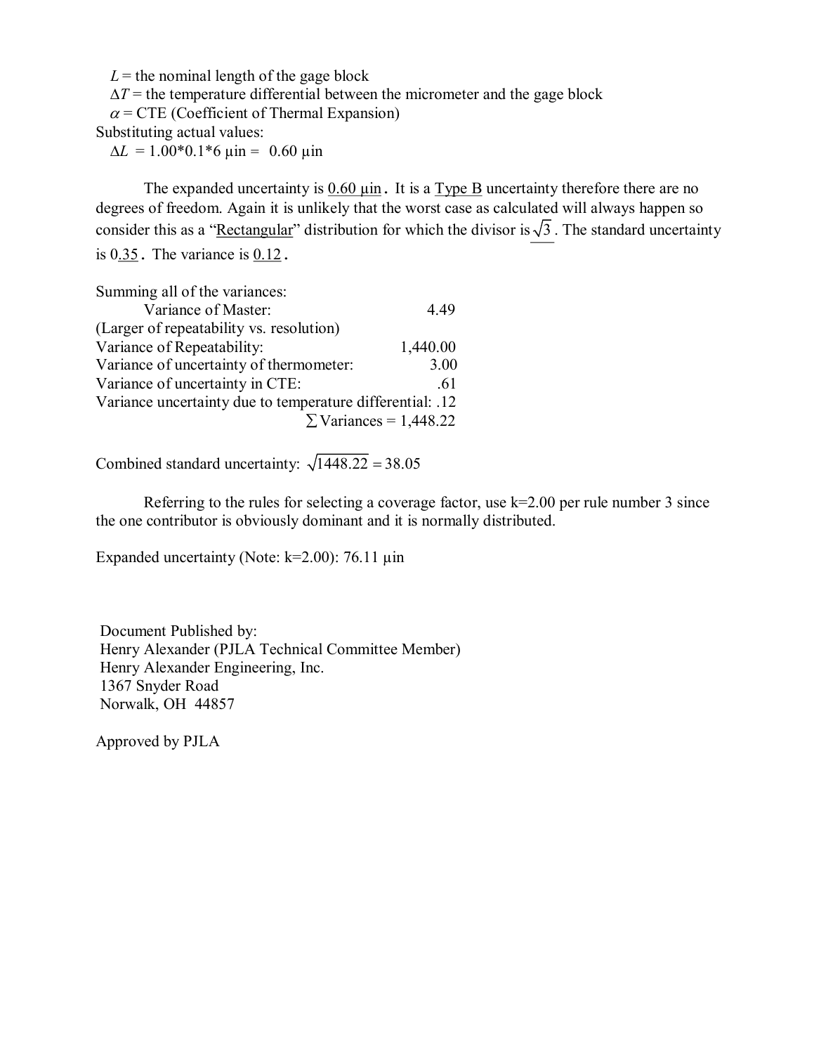$L$ = the nominal length of the gage block
$\Delta T$ = the temperature differential between the micrometer and the gage block
$\alpha$ = CTE (Coefficient of Thermal Expansion)

Substituting actual values:

$\Delta L$ = 1.00*0.1*6 µin = 0.60 µin

The expanded uncertainty is 0.60 µin. It is a Type B uncertainty therefore there are no degrees of freedom. Again it is unlikely that the worst case as calculated will always happen so consider this as a "Rectangular" distribution for which the divisor is $\sqrt{3}$. The standard uncertainty is 0.35. The variance is 0.12.

Summing all of the variances:

| | |
|---|---|
| Variance of Master: | 4.49 |
| (Larger of repeatability vs. resolution) | |
| Variance of Repeatability: | 1,440.00 |
| Variance of uncertainty of thermometer: | 3.00 |
| Variance of uncertainty in CTE: | .61 |
| Variance uncertainty due to temperature differential: | .12 |
| $\sum$ Variances = | 1,448.22 |

Combined standard uncertainty: $\sqrt{1448.22} = 38.05$

Referring to the rules for selecting a coverage factor, use k=2.00 per rule number 3 since the one contributor is obviously dominant and it is normally distributed.

Expanded uncertainty (Note: k=2.00): 76.11 µin

Document Published by:
Henry Alexander (PJLA Technical Committee Member)
Henry Alexander Engineering, Inc.
1367 Snyder Road
Norwalk, OH 44857

Approved by PJLA